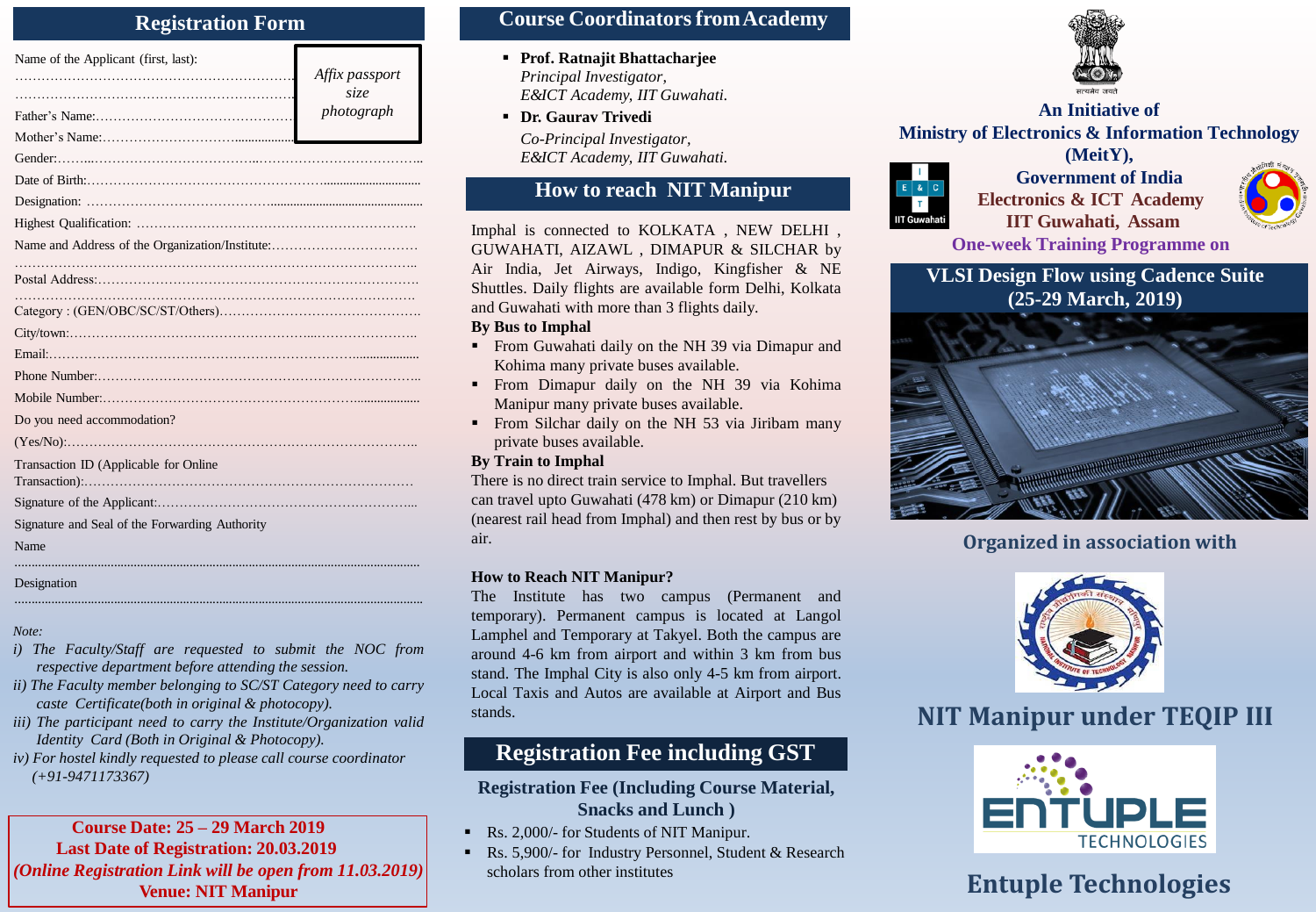## Registration Form

Name of the Applicant (first, last): ……………………………………………………… ………………………………………………………

*Affix passport size photograph*

Father's Name:………………………………………

Mother's Name:…………………………………

Gender:……………………………………………………………………

Date of Birth:………………………………………………………………

Designation: ………………………………………………………………

Highest Qualification: ………………………………………………………

Name and Address of the Organization/Institute:…………………………… ……………………………………………………………………………

Postal Address:………………………………………………………………… ……………………………………………………………………………

Category : (GEN/OBC/SC/ST/Others)……………………………………

City/town:……………………………………………………………………

Email:…………………………………………………………………………

Phone Number:………………………………………………………………

Mobile Number:………………………………………………………………

Do you need accommodation?

(Yes/No):……………………………………………………………………

Transaction ID (Applicable for Online Transaction):……………………………………………………………

Signature of the Applicant:…………………………………………………

Signature and Seal of the Forwarding Authority

Name

……………………………………………………………………………

Designation

……………………………………………………………………………

*Note:*

*i) The Faculty/Staff are requested to submit the NOC from respective department before attending the session.*

*ii) The Faculty member belonging to SC/ST Category need to carry caste Certificate(both in original & photocopy).*

*iii) The participant need to carry the Institute/Organization valid Identity Card (Both in Original & Photocopy).*

*iv) For hostel kindly requested to please call course coordinator (+91-9471173367)*

**Course Date: 25 – 29 March 2019**
**Last Date of Registration: 20.03.2019**
***(Online Registration Link will be open from 11.03.2019)***
**Venue: NIT Manipur**

## Course Coordinators from Academy

- **Prof. Ratnajit Bhattacharjee**
  *Principal Investigator,*
  *E&ICT Academy, IIT Guwahati.*
- **Dr. Gaurav Trivedi**
  *Co-Principal Investigator,*
  *E&ICT Academy, IIT Guwahati.*

## How to reach NIT Manipur

Imphal is connected to KOLKATA , NEW DELHI , GUWAHATI, AIZAWL , DIMAPUR & SILCHAR by Air India, Jet Airways, Indigo, Kingfisher & NE Shuttles. Daily flights are available form Delhi, Kolkata and Guwahati with more than 3 flights daily.

**By Bus to Imphal**

- From Guwahati daily on the NH 39 via Dimapur and Kohima many private buses available.
- From Dimapur daily on the NH 39 via Kohima Manipur many private buses available.
- From Silchar daily on the NH 53 via Jiribam many private buses available.

**By Train to Imphal**

There is no direct train service to Imphal. But travellers can travel upto Guwahati (478 km) or Dimapur (210 km) (nearest rail head from Imphal) and then rest by bus or by air.

**How to Reach NIT Manipur?**

The Institute has two campus (Permanent and temporary). Permanent campus is located at Langol Lamphel and Temporary at Takyel. Both the campus are around 4-6 km from airport and within 3 km from bus stand. The Imphal City is also only 4-5 km from airport. Local Taxis and Autos are available at Airport and Bus stands.

## Registration Fee including GST

**Registration Fee (Including Course Material, Snacks and Lunch )**

- Rs. 2,000/- for Students of NIT Manipur.
- Rs. 5,900/- for Industry Personnel, Student & Research scholars from other institutes

**An Initiative of**
**Ministry of Electronics & Information Technology (MeitY),**
**Government of India**
**Electronics & ICT Academy**
**IIT Guwahati, Assam**

**One-week Training Programme on**

## VLSI Design Flow using Cadence Suite (25-29 March, 2019)

**Organized in association with**

## NIT Manipur under TEQIP III

## Entuple Technologies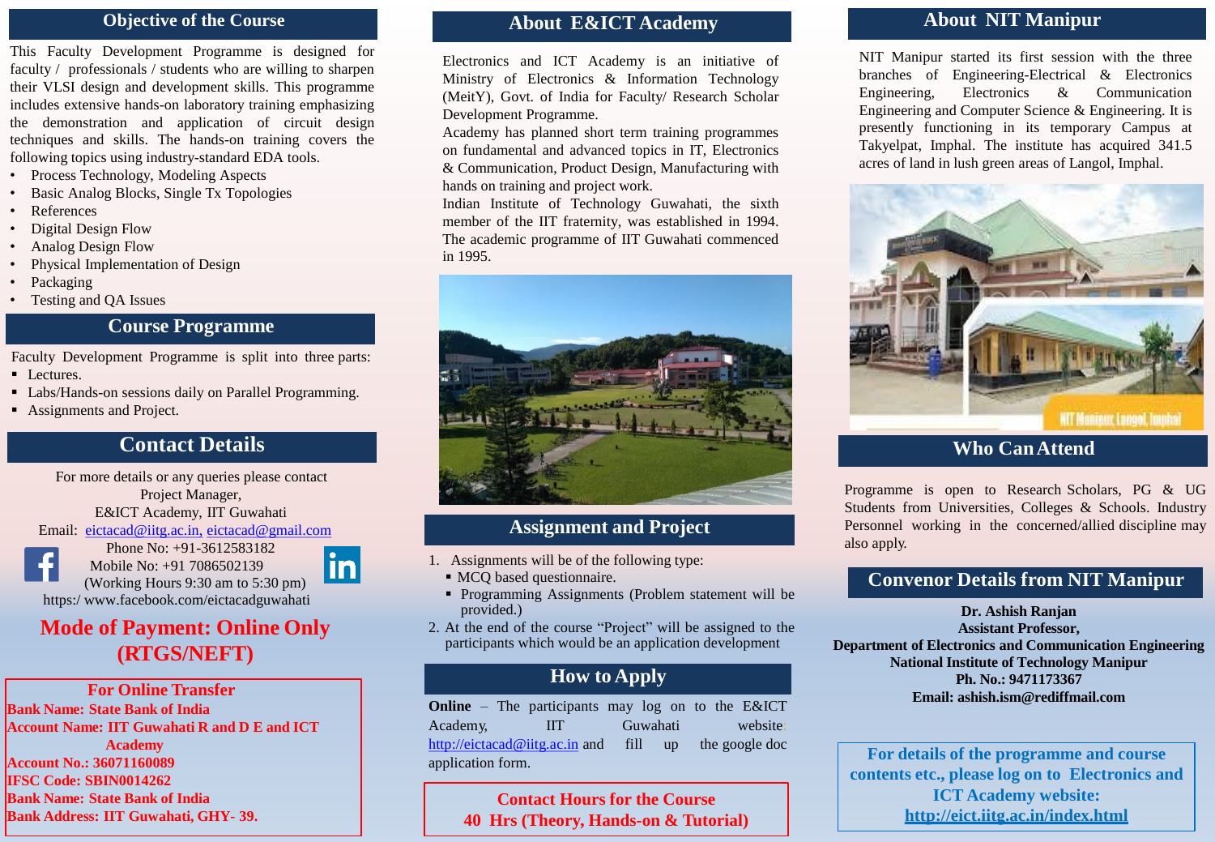## Objective of the Course

This Faculty Development Programme is designed for faculty / professionals / students who are willing to sharpen their VLSI design and development skills. This programme includes extensive hands-on laboratory training emphasizing the demonstration and application of circuit design techniques and skills. The hands-on training covers the following topics using industry-standard EDA tools.

- Process Technology, Modeling Aspects
- Basic Analog Blocks, Single Tx Topologies
- References
- Digital Design Flow
- Analog Design Flow
- Physical Implementation of Design
- Packaging
- Testing and QA Issues

## Course Programme

Faculty Development Programme is split into three parts:

- Lectures.
- Labs/Hands-on sessions daily on Parallel Programming.
- Assignments and Project.

## Contact Details

For more details or any queries please contact
Project Manager,
E&ICT Academy, IIT Guwahati
Email: eictacad@iitg.ac.in, eictacad@gmail.com
Phone No: +91-3612583182
Mobile No: +91 7086502139
(Working Hours 9:30 am to 5:30 pm)
https:/ www.facebook.com/eictacadguwahati

## Mode of Payment: Online Only (RTGS/NEFT)

**For Online Transfer**
**Bank Name: State Bank of India**
**Account Name: IIT Guwahati R and D E and ICT Academy**
**Account No.: 36071160089**
**IFSC Code: SBIN0014262**
**Bank Name: State Bank of India**
**Bank Address: IIT Guwahati, GHY- 39.**

## About E&ICT Academy

Electronics and ICT Academy is an initiative of Ministry of Electronics & Information Technology (MeitY), Govt. of India for Faculty/ Research Scholar Development Programme.
Academy has planned short term training programmes on fundamental and advanced topics in IT, Electronics & Communication, Product Design, Manufacturing with hands on training and project work.
Indian Institute of Technology Guwahati, the sixth member of the IIT fraternity, was established in 1994. The academic programme of IIT Guwahati commenced in 1995.

## Assignment and Project

1. Assignments will be of the following type:
   - MCQ based questionnaire.
   - Programming Assignments (Problem statement will be provided.)
2. At the end of the course "Project" will be assigned to the participants which would be an application development

## How to Apply

**Online** – The participants may log on to the E&ICT Academy, IIT Guwahati website: http://eictacad@iitg.ac.in and fill up the google doc application form.

**Contact Hours for the Course**
**40 Hrs (Theory, Hands-on & Tutorial)**

## About NIT Manipur

NIT Manipur started its first session with the three branches of Engineering-Electrical & Electronics Engineering, Electronics & Communication Engineering and Computer Science & Engineering. It is presently functioning in its temporary Campus at Takyelpat, Imphal. The institute has acquired 341.5 acres of land in lush green areas of Langol, Imphal.

## Who Can Attend

Programme is open to Research Scholars, PG & UG Students from Universities, Colleges & Schools. Industry Personnel working in the concerned/allied discipline may also apply.

## Convenor Details from NIT Manipur

**Dr. Ashish Ranjan**
**Assistant Professor,**
**Department of Electronics and Communication Engineering**
**National Institute of Technology Manipur**
**Ph. No.: 9471173367**
**Email: ashish.ism@rediffmail.com**

**For details of the programme and course contents etc., please log on to Electronics and ICT Academy website: http://eict.iitg.ac.in/index.html**